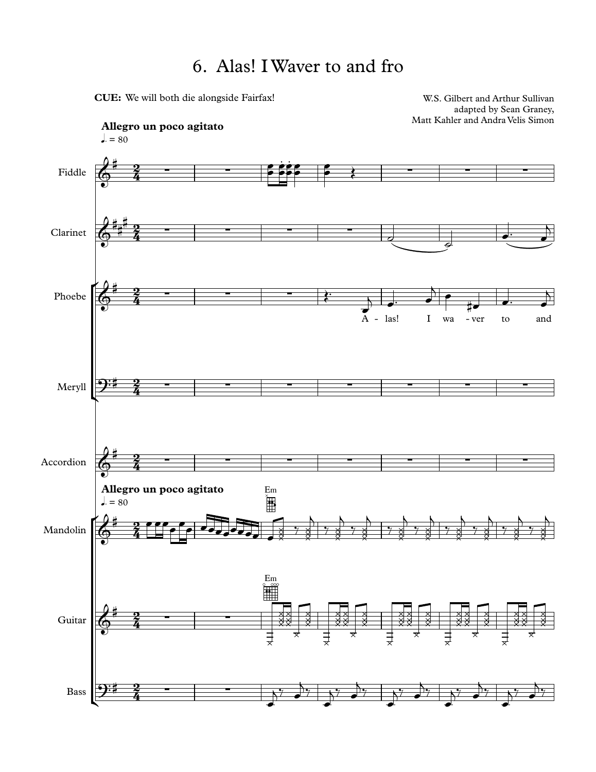# 6. Alas! I Waver to and fro

**CUE:** We will both die alongside Fairfax!

W.S. Gilbert and Arthur Sullivan
adapted by Sean Graney,
Matt Kahler and Andra Velis Simon

**Allegro un poco agitato**
♩. = 80

Fiddle

Clarinet

Phoebe

A - las! I wa - ver to and

Meryll

Accordion

**Allegro un poco agitato**
♩. = 80

Mandolin

Em

Guitar

Em

Bass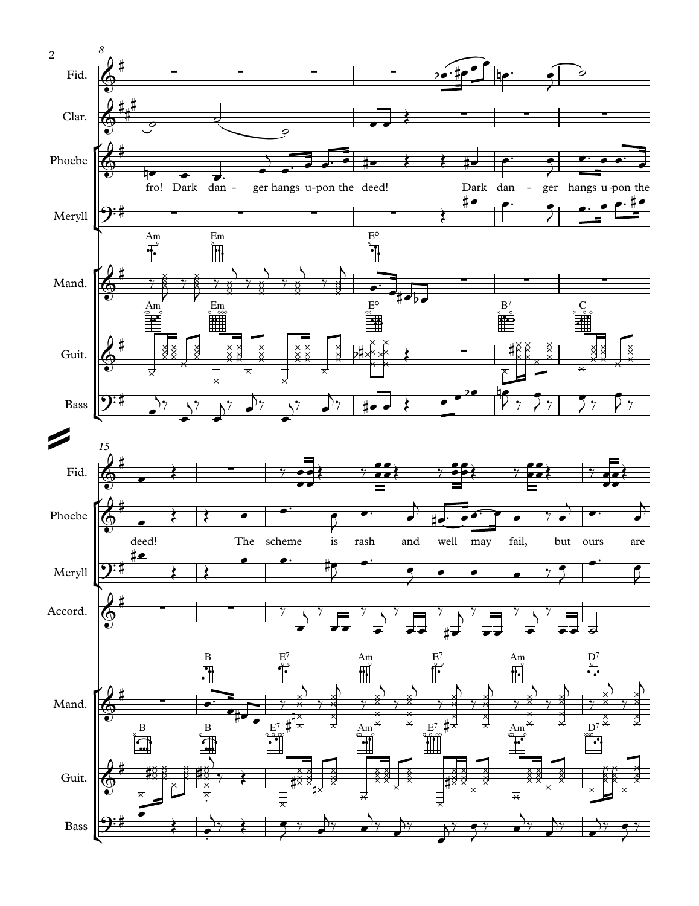8

Fid.

Clar.

Phoebe

fro! Dark dan - ger hangs u-pon the deed! Dark dan - ger hangs u-pon the

Meryll

Am Em E° 

Mand.

Am Em E° B7 C

Guit.

Bass

15

Fid.

Phoebe

deed! The scheme is rash and well may fail, but ours are

Meryll

Accord.

B E7 Am E7 Am D7

Mand.

B B E7 Am E7 Am D7

Guit.

Bass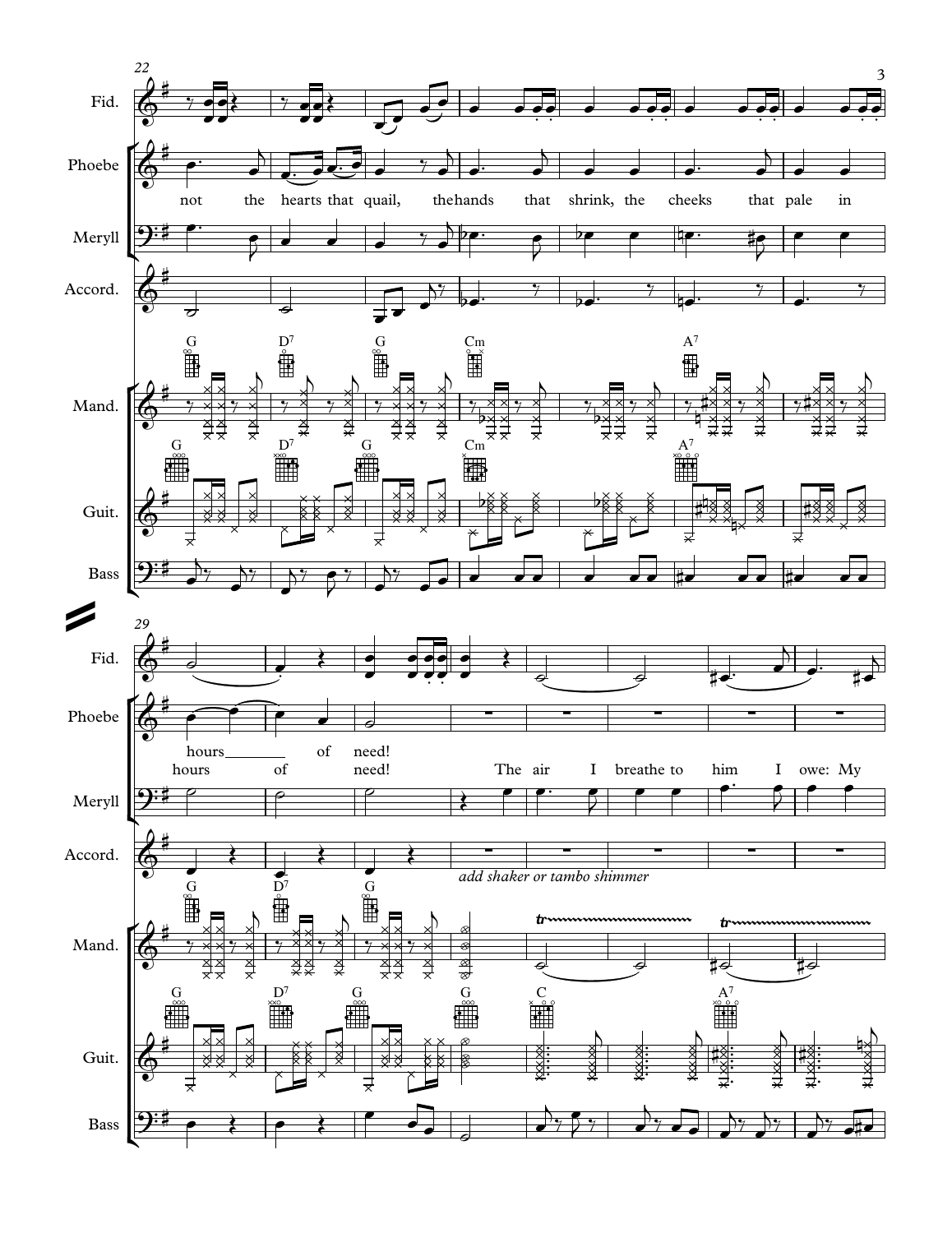22

Fid.

Phoebe: not the hearts that quail, the hands that shrink, the cheeks that pale in

Meryll

Accord.

Mand.: G D7 G Cm A7

Guit.: G D7 G Cm A7

Bass

29

Fid.

Phoebe: hours of need!

Meryll: hours of need! The air I breathe to him I owe: My

Accord.: *add shaker or tambo shimmer*

Mand.: G D7 G

Guit.: G D7 G G C A7

Bass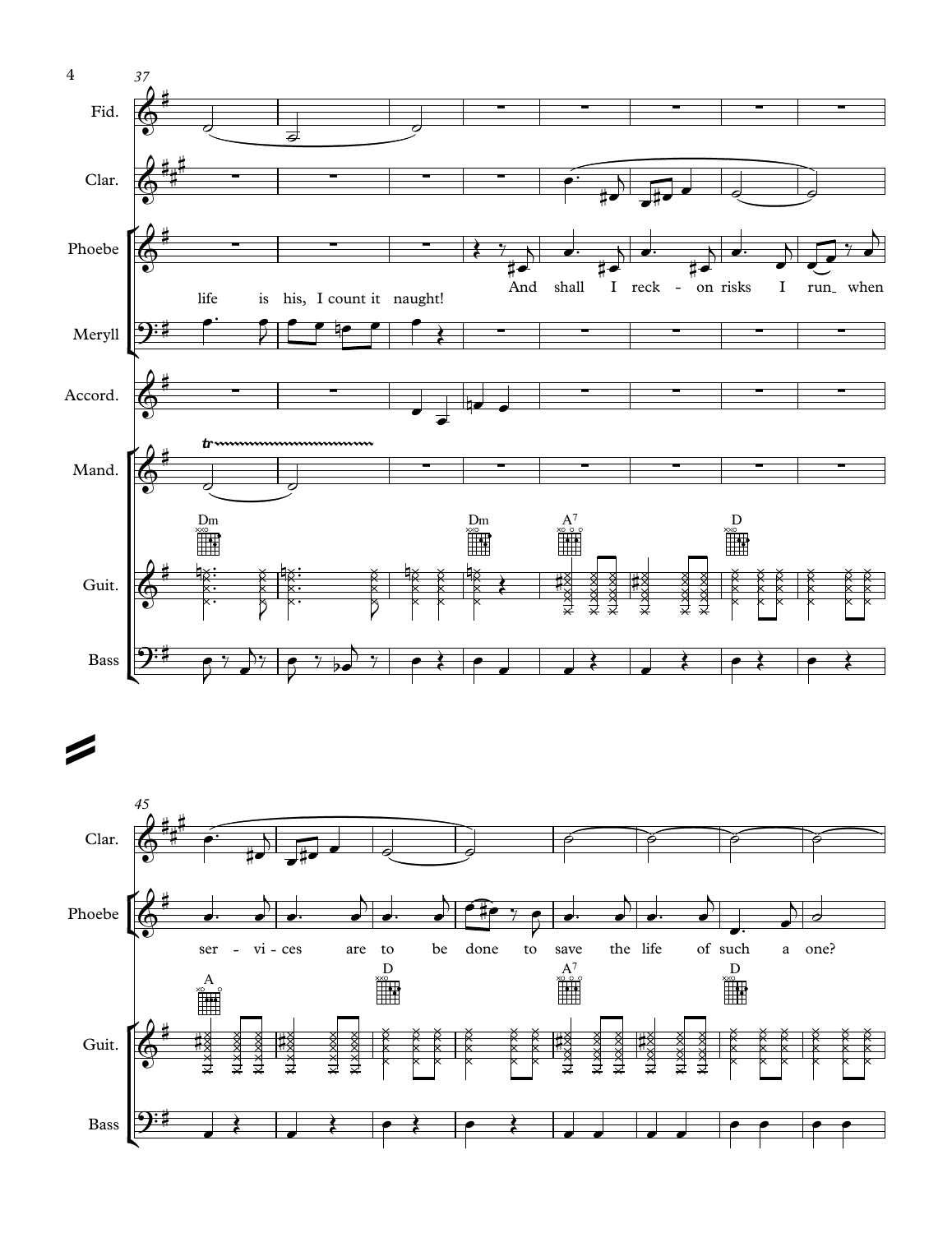37

Fid.

Clar.

Phoebe

life is his, I count it naught! And shall I reck - on risks I run when

Meryll

Accord.

Mand.

Dm Dm $A^7$ D

Guit.

Bass

45

Clar.

Phoebe

ser - vi - ces are to be done to save the life of such a one?

A D $A^7$ D

Guit.

Bass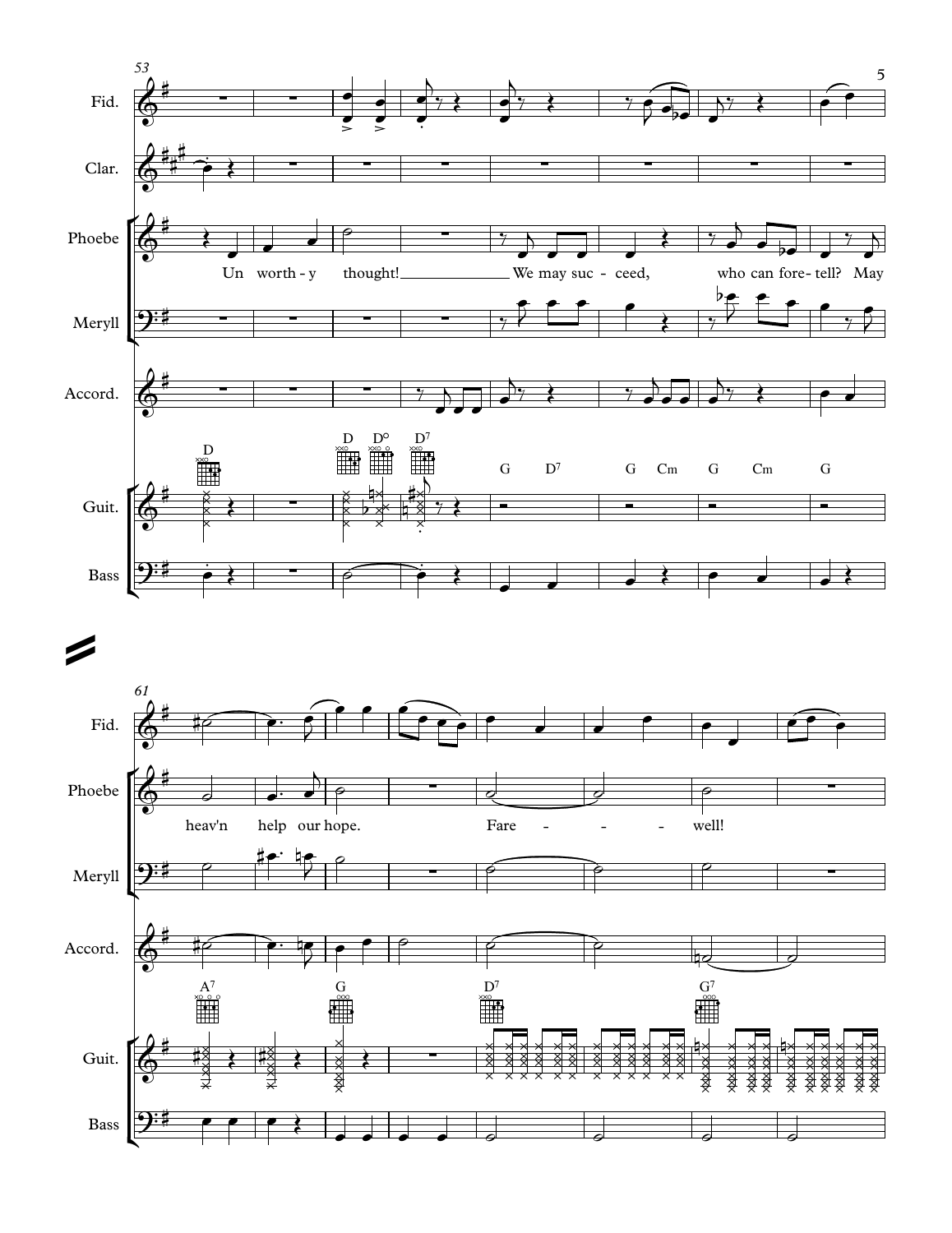53

Fid.

Clar.

Phoebe

Un worth - y thought! We may suc - ceed, who can fore - tell? May

Meryll

Accord.

D D D° D7 G D7 G Cm G Cm G

Guit.

Bass

61

Fid.

Phoebe

heav'n help our hope. Fare - - - - well!

Meryll

Accord.

A7 G D7 G7

Guit.

Bass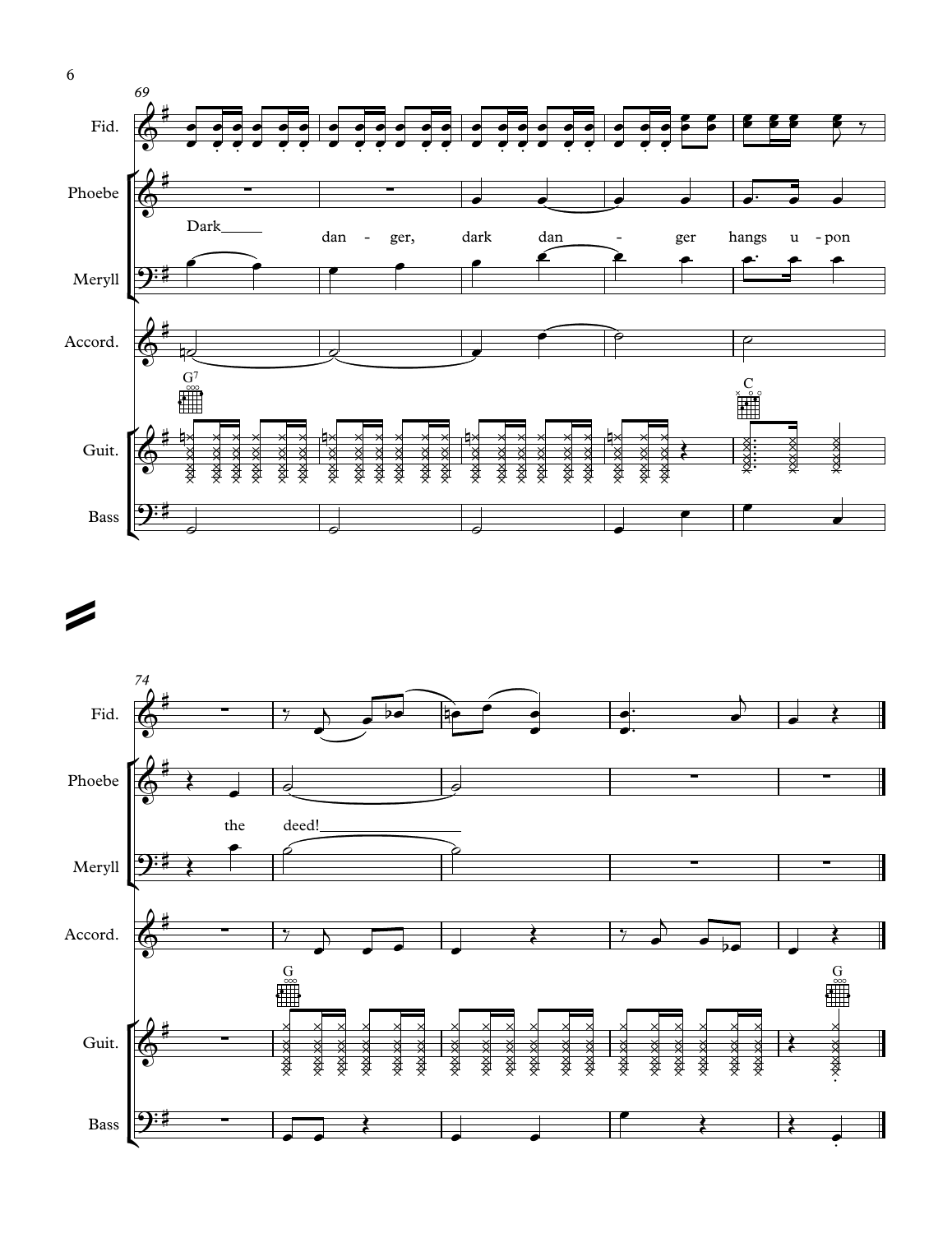69

Fid.

Phoebe

Dark dan - ger, dark dan - ger hangs u - pon

Meryll

Accord.

G7

C

Guit.

Bass

74

Fid.

Phoebe

the deed!

Meryll

Accord.

G

G

Guit.

Bass